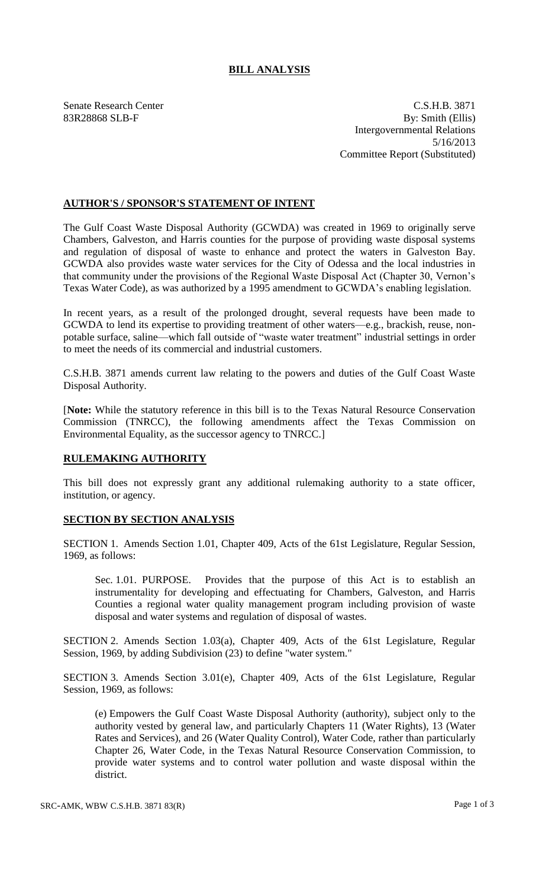## BILL ANALYSIS

Senate Research Center
83R28868 SLB-F

C.S.H.B. 3871
By: Smith (Ellis)
Intergovernmental Relations
5/16/2013
Committee Report (Substituted)

### AUTHOR'S / SPONSOR'S STATEMENT OF INTENT

The Gulf Coast Waste Disposal Authority (GCWDA) was created in 1969 to originally serve Chambers, Galveston, and Harris counties for the purpose of providing waste disposal systems and regulation of disposal of waste to enhance and protect the waters in Galveston Bay. GCWDA also provides waste water services for the City of Odessa and the local industries in that community under the provisions of the Regional Waste Disposal Act (Chapter 30, Vernon's Texas Water Code), as was authorized by a 1995 amendment to GCWDA's enabling legislation.

In recent years, as a result of the prolonged drought, several requests have been made to GCWDA to lend its expertise to providing treatment of other waters—e.g., brackish, reuse, non-potable surface, saline—which fall outside of "waste water treatment" industrial settings in order to meet the needs of its commercial and industrial customers.

C.S.H.B. 3871 amends current law relating to the powers and duties of the Gulf Coast Waste Disposal Authority.

[**Note:** While the statutory reference in this bill is to the Texas Natural Resource Conservation Commission (TNRCC), the following amendments affect the Texas Commission on Environmental Equality, as the successor agency to TNRCC.]

### RULEMAKING AUTHORITY

This bill does not expressly grant any additional rulemaking authority to a state officer, institution, or agency.

### SECTION BY SECTION ANALYSIS

SECTION 1. Amends Section 1.01, Chapter 409, Acts of the 61st Legislature, Regular Session, 1969, as follows:

Sec. 1.01. PURPOSE. Provides that the purpose of this Act is to establish an instrumentality for developing and effectuating for Chambers, Galveston, and Harris Counties a regional water quality management program including provision of waste disposal and water systems and regulation of disposal of wastes.

SECTION 2. Amends Section 1.03(a), Chapter 409, Acts of the 61st Legislature, Regular Session, 1969, by adding Subdivision (23) to define "water system."

SECTION 3. Amends Section 3.01(e), Chapter 409, Acts of the 61st Legislature, Regular Session, 1969, as follows:

(e) Empowers the Gulf Coast Waste Disposal Authority (authority), subject only to the authority vested by general law, and particularly Chapters 11 (Water Rights), 13 (Water Rates and Services), and 26 (Water Quality Control), Water Code, rather than particularly Chapter 26, Water Code, in the Texas Natural Resource Conservation Commission, to provide water systems and to control water pollution and waste disposal within the district.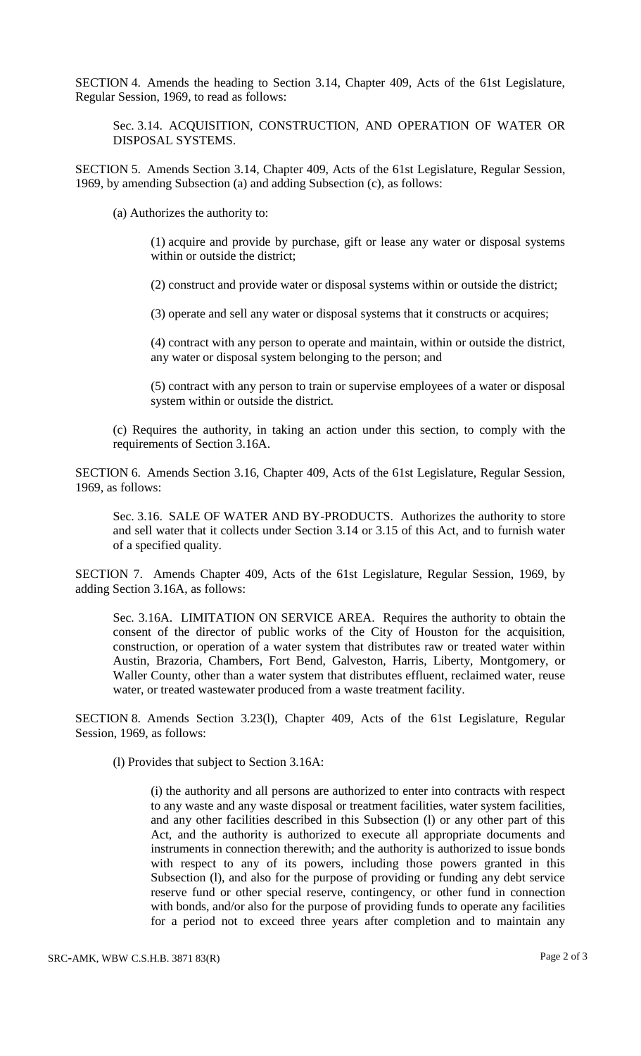SECTION 4. Amends the heading to Section 3.14, Chapter 409, Acts of the 61st Legislature, Regular Session, 1969, to read as follows:

Sec. 3.14. ACQUISITION, CONSTRUCTION, AND OPERATION OF WATER OR DISPOSAL SYSTEMS.

SECTION 5. Amends Section 3.14, Chapter 409, Acts of the 61st Legislature, Regular Session, 1969, by amending Subsection (a) and adding Subsection (c), as follows:

(a) Authorizes the authority to:

(1) acquire and provide by purchase, gift or lease any water or disposal systems within or outside the district;

(2) construct and provide water or disposal systems within or outside the district;

(3) operate and sell any water or disposal systems that it constructs or acquires;

(4) contract with any person to operate and maintain, within or outside the district, any water or disposal system belonging to the person; and

(5) contract with any person to train or supervise employees of a water or disposal system within or outside the district.

(c) Requires the authority, in taking an action under this section, to comply with the requirements of Section 3.16A.

SECTION 6. Amends Section 3.16, Chapter 409, Acts of the 61st Legislature, Regular Session, 1969, as follows:

Sec. 3.16. SALE OF WATER AND BY-PRODUCTS. Authorizes the authority to store and sell water that it collects under Section 3.14 or 3.15 of this Act, and to furnish water of a specified quality.

SECTION 7. Amends Chapter 409, Acts of the 61st Legislature, Regular Session, 1969, by adding Section 3.16A, as follows:

Sec. 3.16A. LIMITATION ON SERVICE AREA. Requires the authority to obtain the consent of the director of public works of the City of Houston for the acquisition, construction, or operation of a water system that distributes raw or treated water within Austin, Brazoria, Chambers, Fort Bend, Galveston, Harris, Liberty, Montgomery, or Waller County, other than a water system that distributes effluent, reclaimed water, reuse water, or treated wastewater produced from a waste treatment facility.

SECTION 8. Amends Section 3.23(l), Chapter 409, Acts of the 61st Legislature, Regular Session, 1969, as follows:

(l) Provides that subject to Section 3.16A:

(i) the authority and all persons are authorized to enter into contracts with respect to any waste and any waste disposal or treatment facilities, water system facilities, and any other facilities described in this Subsection (l) or any other part of this Act, and the authority is authorized to execute all appropriate documents and instruments in connection therewith; and the authority is authorized to issue bonds with respect to any of its powers, including those powers granted in this Subsection (l), and also for the purpose of providing or funding any debt service reserve fund or other special reserve, contingency, or other fund in connection with bonds, and/or also for the purpose of providing funds to operate any facilities for a period not to exceed three years after completion and to maintain any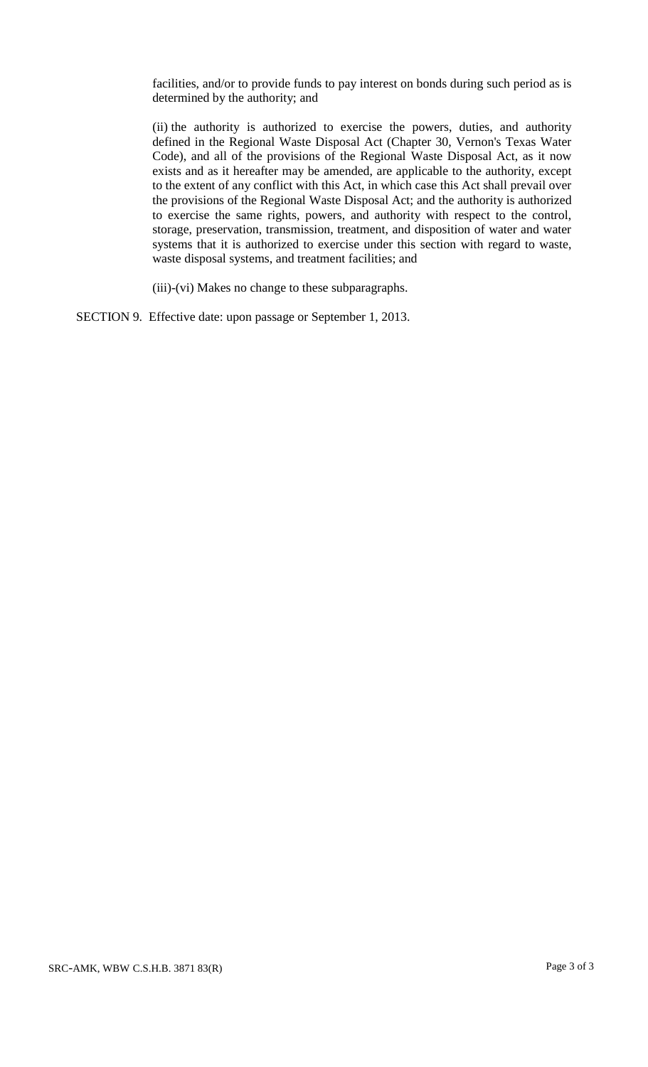facilities, and/or to provide funds to pay interest on bonds during such period as is determined by the authority; and

(ii) the authority is authorized to exercise the powers, duties, and authority defined in the Regional Waste Disposal Act (Chapter 30, Vernon's Texas Water Code), and all of the provisions of the Regional Waste Disposal Act, as it now exists and as it hereafter may be amended, are applicable to the authority, except to the extent of any conflict with this Act, in which case this Act shall prevail over the provisions of the Regional Waste Disposal Act; and the authority is authorized to exercise the same rights, powers, and authority with respect to the control, storage, preservation, transmission, treatment, and disposition of water and water systems that it is authorized to exercise under this section with regard to waste, waste disposal systems, and treatment facilities; and

(iii)-(vi) Makes no change to these subparagraphs.

SECTION 9. Effective date: upon passage or September 1, 2013.